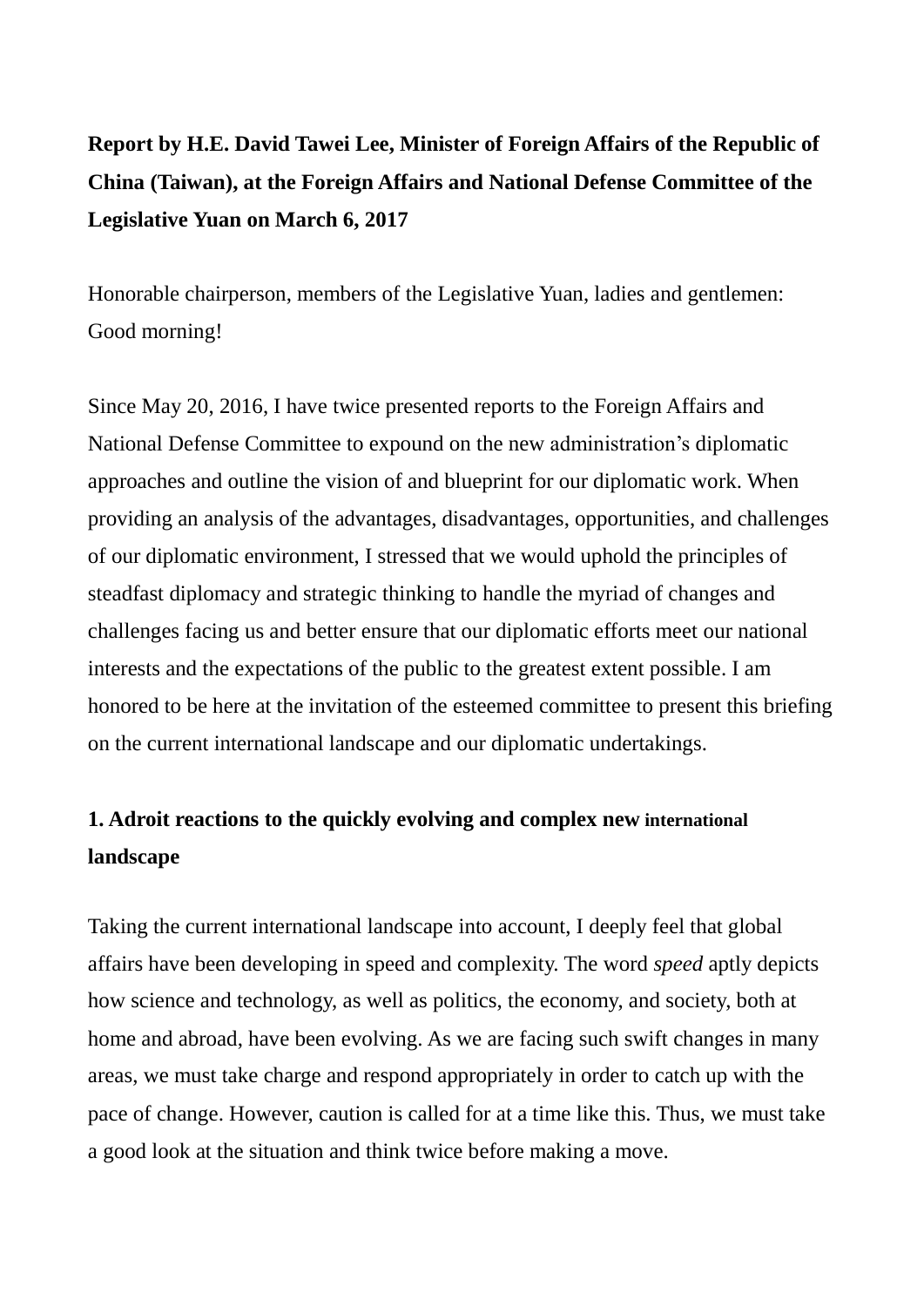**Report by H.E. David Tawei Lee, Minister of Foreign Affairs of the Republic of China (Taiwan), at the Foreign Affairs and National Defense Committee of the Legislative Yuan on March 6, 2017**

Honorable chairperson, members of the Legislative Yuan, ladies and gentlemen:
Good morning!

Since May 20, 2016, I have twice presented reports to the Foreign Affairs and National Defense Committee to expound on the new administration's diplomatic approaches and outline the vision of and blueprint for our diplomatic work. When providing an analysis of the advantages, disadvantages, opportunities, and challenges of our diplomatic environment, I stressed that we would uphold the principles of steadfast diplomacy and strategic thinking to handle the myriad of changes and challenges facing us and better ensure that our diplomatic efforts meet our national interests and the expectations of the public to the greatest extent possible. I am honored to be here at the invitation of the esteemed committee to present this briefing on the current international landscape and our diplomatic undertakings.

## 1. Adroit reactions to the quickly evolving and complex new international landscape

Taking the current international landscape into account, I deeply feel that global affairs have been developing in speed and complexity. The word *speed* aptly depicts how science and technology, as well as politics, the economy, and society, both at home and abroad, have been evolving. As we are facing such swift changes in many areas, we must take charge and respond appropriately in order to catch up with the pace of change. However, caution is called for at a time like this. Thus, we must take a good look at the situation and think twice before making a move.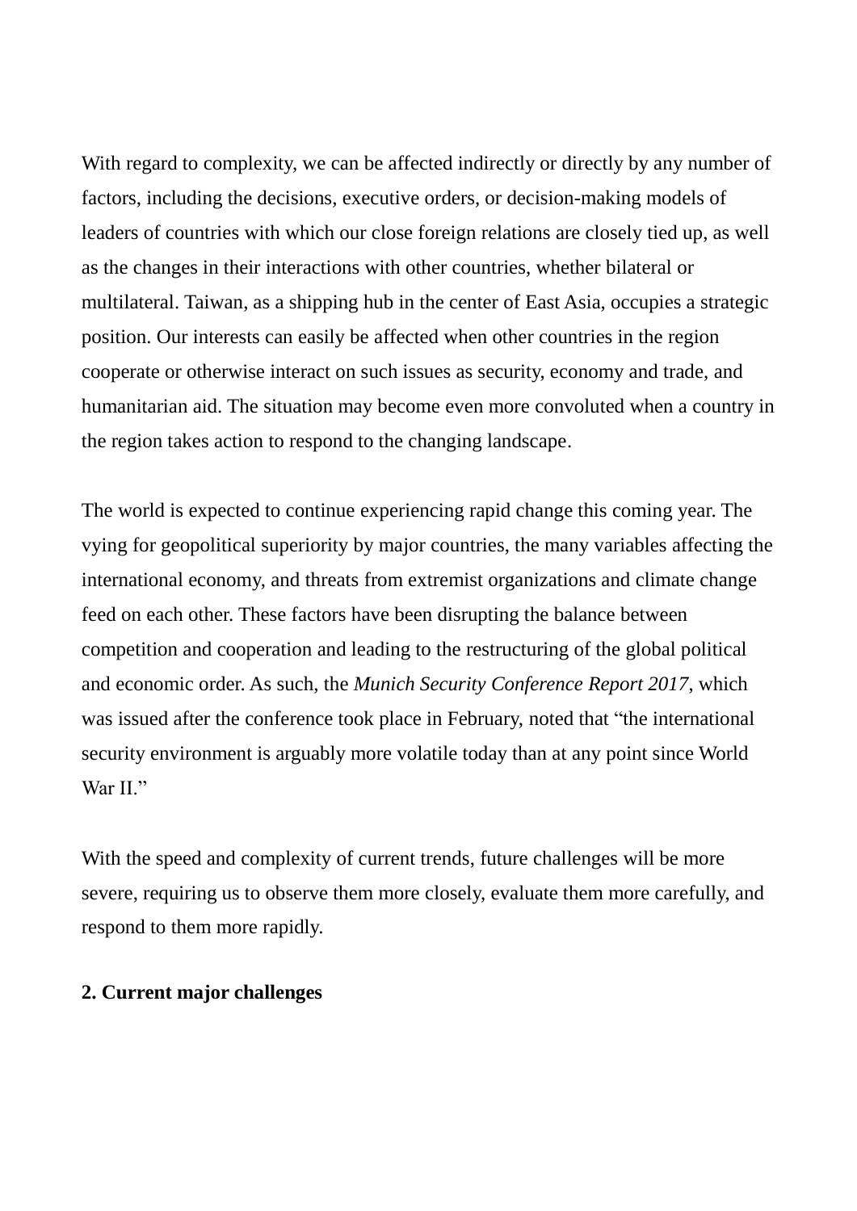With regard to complexity, we can be affected indirectly or directly by any number of factors, including the decisions, executive orders, or decision-making models of leaders of countries with which our close foreign relations are closely tied up, as well as the changes in their interactions with other countries, whether bilateral or multilateral. Taiwan, as a shipping hub in the center of East Asia, occupies a strategic position. Our interests can easily be affected when other countries in the region cooperate or otherwise interact on such issues as security, economy and trade, and humanitarian aid. The situation may become even more convoluted when a country in the region takes action to respond to the changing landscape.

The world is expected to continue experiencing rapid change this coming year. The vying for geopolitical superiority by major countries, the many variables affecting the international economy, and threats from extremist organizations and climate change feed on each other. These factors have been disrupting the balance between competition and cooperation and leading to the restructuring of the global political and economic order. As such, the *Munich Security Conference Report 2017*, which was issued after the conference took place in February, noted that "the international security environment is arguably more volatile today than at any point since World War II."

With the speed and complexity of current trends, future challenges will be more severe, requiring us to observe them more closely, evaluate them more carefully, and respond to them more rapidly.

**2. Current major challenges**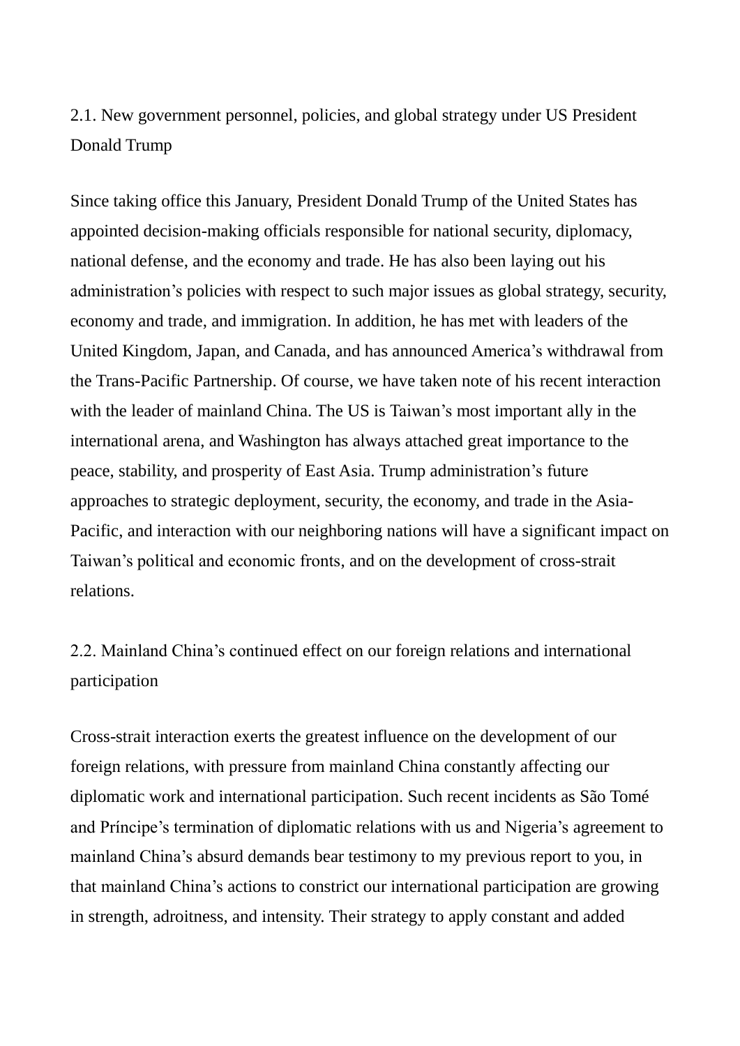## 2.1. New government personnel, policies, and global strategy under US President Donald Trump

Since taking office this January, President Donald Trump of the United States has appointed decision-making officials responsible for national security, diplomacy, national defense, and the economy and trade. He has also been laying out his administration's policies with respect to such major issues as global strategy, security, economy and trade, and immigration. In addition, he has met with leaders of the United Kingdom, Japan, and Canada, and has announced America's withdrawal from the Trans-Pacific Partnership. Of course, we have taken note of his recent interaction with the leader of mainland China. The US is Taiwan's most important ally in the international arena, and Washington has always attached great importance to the peace, stability, and prosperity of East Asia. Trump administration's future approaches to strategic deployment, security, the economy, and trade in the Asia-Pacific, and interaction with our neighboring nations will have a significant impact on Taiwan's political and economic fronts, and on the development of cross-strait relations.

## 2.2. Mainland China's continued effect on our foreign relations and international participation

Cross-strait interaction exerts the greatest influence on the development of our foreign relations, with pressure from mainland China constantly affecting our diplomatic work and international participation. Such recent incidents as São Tomé and Príncipe's termination of diplomatic relations with us and Nigeria's agreement to mainland China's absurd demands bear testimony to my previous report to you, in that mainland China's actions to constrict our international participation are growing in strength, adroitness, and intensity. Their strategy to apply constant and added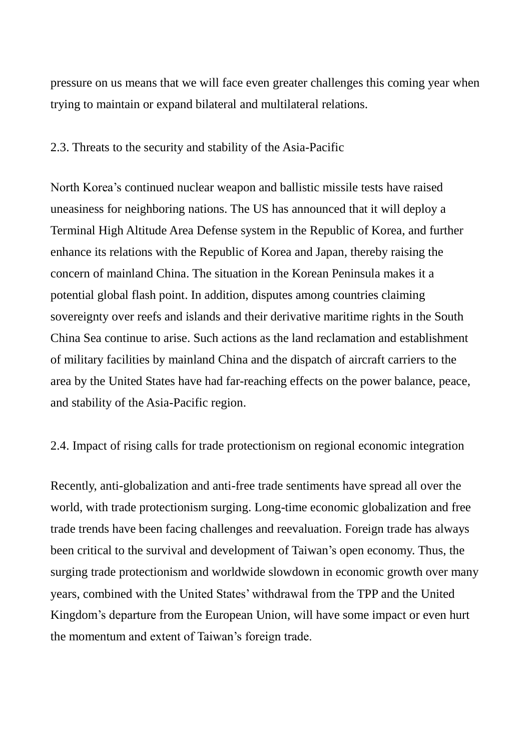pressure on us means that we will face even greater challenges this coming year when trying to maintain or expand bilateral and multilateral relations.

### 2.3. Threats to the security and stability of the Asia-Pacific

North Korea's continued nuclear weapon and ballistic missile tests have raised uneasiness for neighboring nations. The US has announced that it will deploy a Terminal High Altitude Area Defense system in the Republic of Korea, and further enhance its relations with the Republic of Korea and Japan, thereby raising the concern of mainland China. The situation in the Korean Peninsula makes it a potential global flash point. In addition, disputes among countries claiming sovereignty over reefs and islands and their derivative maritime rights in the South China Sea continue to arise. Such actions as the land reclamation and establishment of military facilities by mainland China and the dispatch of aircraft carriers to the area by the United States have had far-reaching effects on the power balance, peace, and stability of the Asia-Pacific region.

### 2.4. Impact of rising calls for trade protectionism on regional economic integration

Recently, anti-globalization and anti-free trade sentiments have spread all over the world, with trade protectionism surging. Long-time economic globalization and free trade trends have been facing challenges and reevaluation. Foreign trade has always been critical to the survival and development of Taiwan's open economy. Thus, the surging trade protectionism and worldwide slowdown in economic growth over many years, combined with the United States' withdrawal from the TPP and the United Kingdom's departure from the European Union, will have some impact or even hurt the momentum and extent of Taiwan's foreign trade.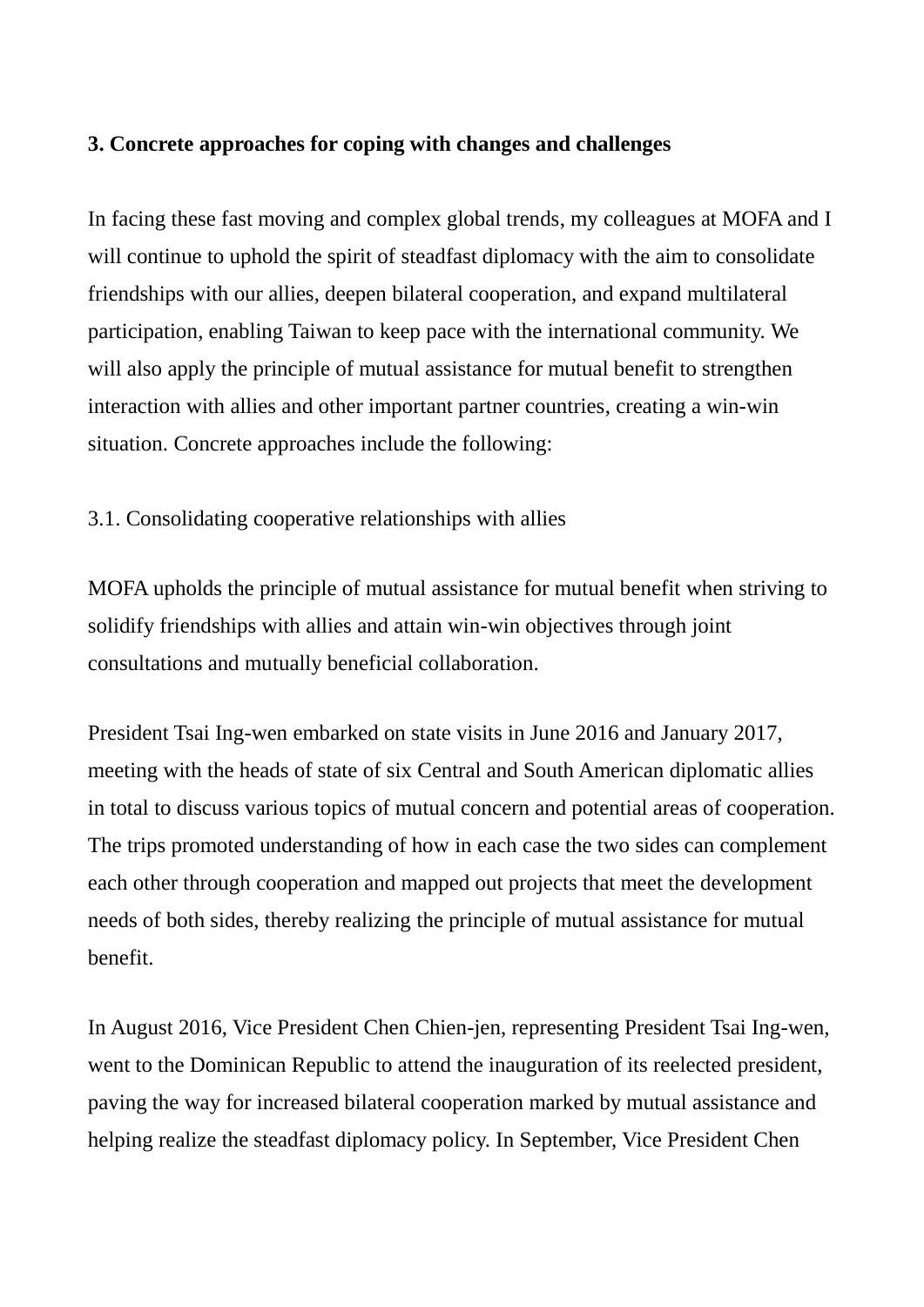## 3. Concrete approaches for coping with changes and challenges

In facing these fast moving and complex global trends, my colleagues at MOFA and I will continue to uphold the spirit of steadfast diplomacy with the aim to consolidate friendships with our allies, deepen bilateral cooperation, and expand multilateral participation, enabling Taiwan to keep pace with the international community. We will also apply the principle of mutual assistance for mutual benefit to strengthen interaction with allies and other important partner countries, creating a win-win situation. Concrete approaches include the following:

### 3.1. Consolidating cooperative relationships with allies

MOFA upholds the principle of mutual assistance for mutual benefit when striving to solidify friendships with allies and attain win-win objectives through joint consultations and mutually beneficial collaboration.

President Tsai Ing-wen embarked on state visits in June 2016 and January 2017, meeting with the heads of state of six Central and South American diplomatic allies in total to discuss various topics of mutual concern and potential areas of cooperation. The trips promoted understanding of how in each case the two sides can complement each other through cooperation and mapped out projects that meet the development needs of both sides, thereby realizing the principle of mutual assistance for mutual benefit.

In August 2016, Vice President Chen Chien-jen, representing President Tsai Ing-wen, went to the Dominican Republic to attend the inauguration of its reelected president, paving the way for increased bilateral cooperation marked by mutual assistance and helping realize the steadfast diplomacy policy. In September, Vice President Chen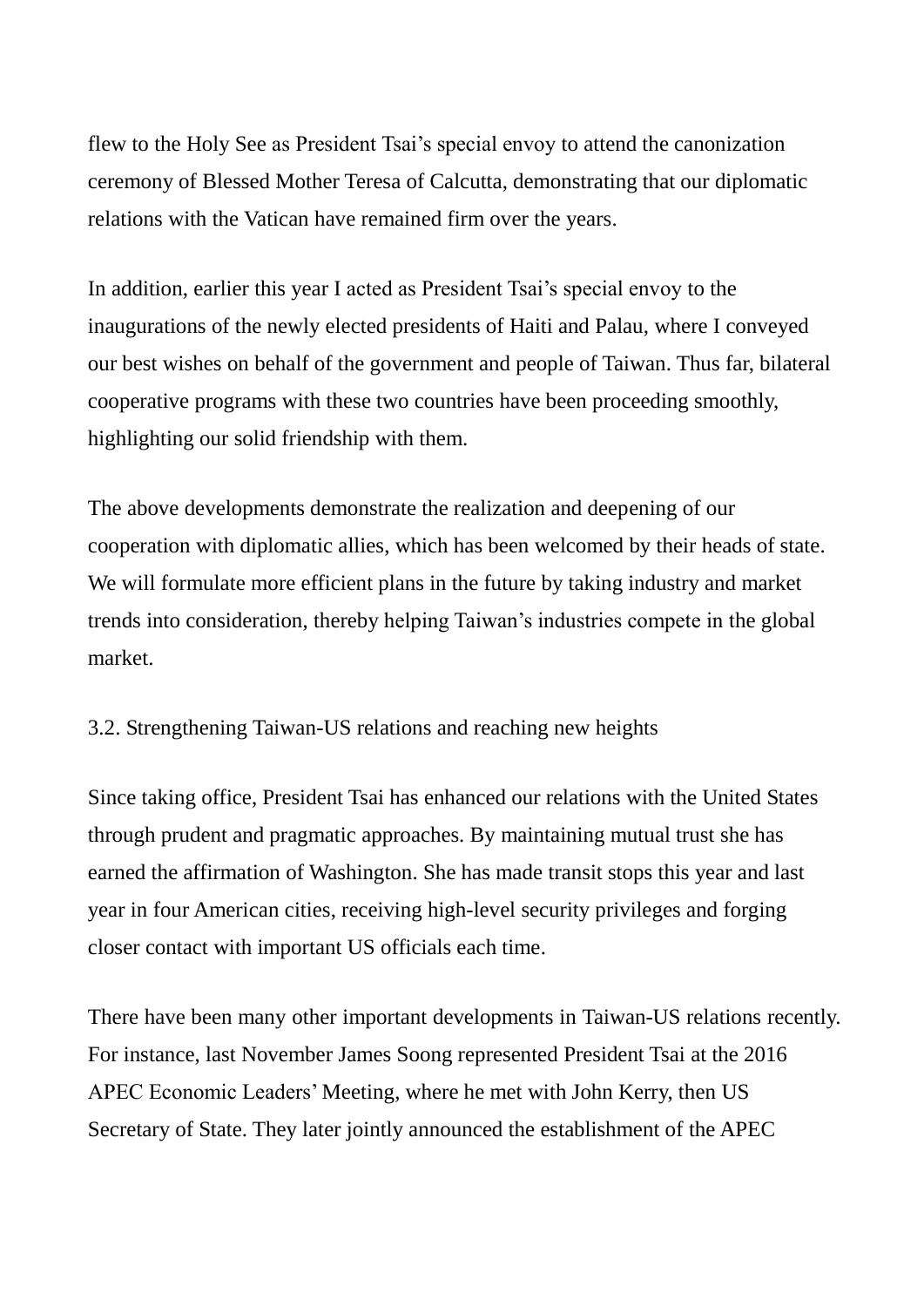flew to the Holy See as President Tsai’s special envoy to attend the canonization ceremony of Blessed Mother Teresa of Calcutta, demonstrating that our diplomatic relations with the Vatican have remained firm over the years.

In addition, earlier this year I acted as President Tsai’s special envoy to the inaugurations of the newly elected presidents of Haiti and Palau, where I conveyed our best wishes on behalf of the government and people of Taiwan. Thus far, bilateral cooperative programs with these two countries have been proceeding smoothly, highlighting our solid friendship with them.

The above developments demonstrate the realization and deepening of our cooperation with diplomatic allies, which has been welcomed by their heads of state. We will formulate more efficient plans in the future by taking industry and market trends into consideration, thereby helping Taiwan’s industries compete in the global market.

### 3.2. Strengthening Taiwan-US relations and reaching new heights

Since taking office, President Tsai has enhanced our relations with the United States through prudent and pragmatic approaches. By maintaining mutual trust she has earned the affirmation of Washington. She has made transit stops this year and last year in four American cities, receiving high-level security privileges and forging closer contact with important US officials each time.

There have been many other important developments in Taiwan-US relations recently. For instance, last November James Soong represented President Tsai at the 2016 APEC Economic Leaders’ Meeting, where he met with John Kerry, then US Secretary of State. They later jointly announced the establishment of the APEC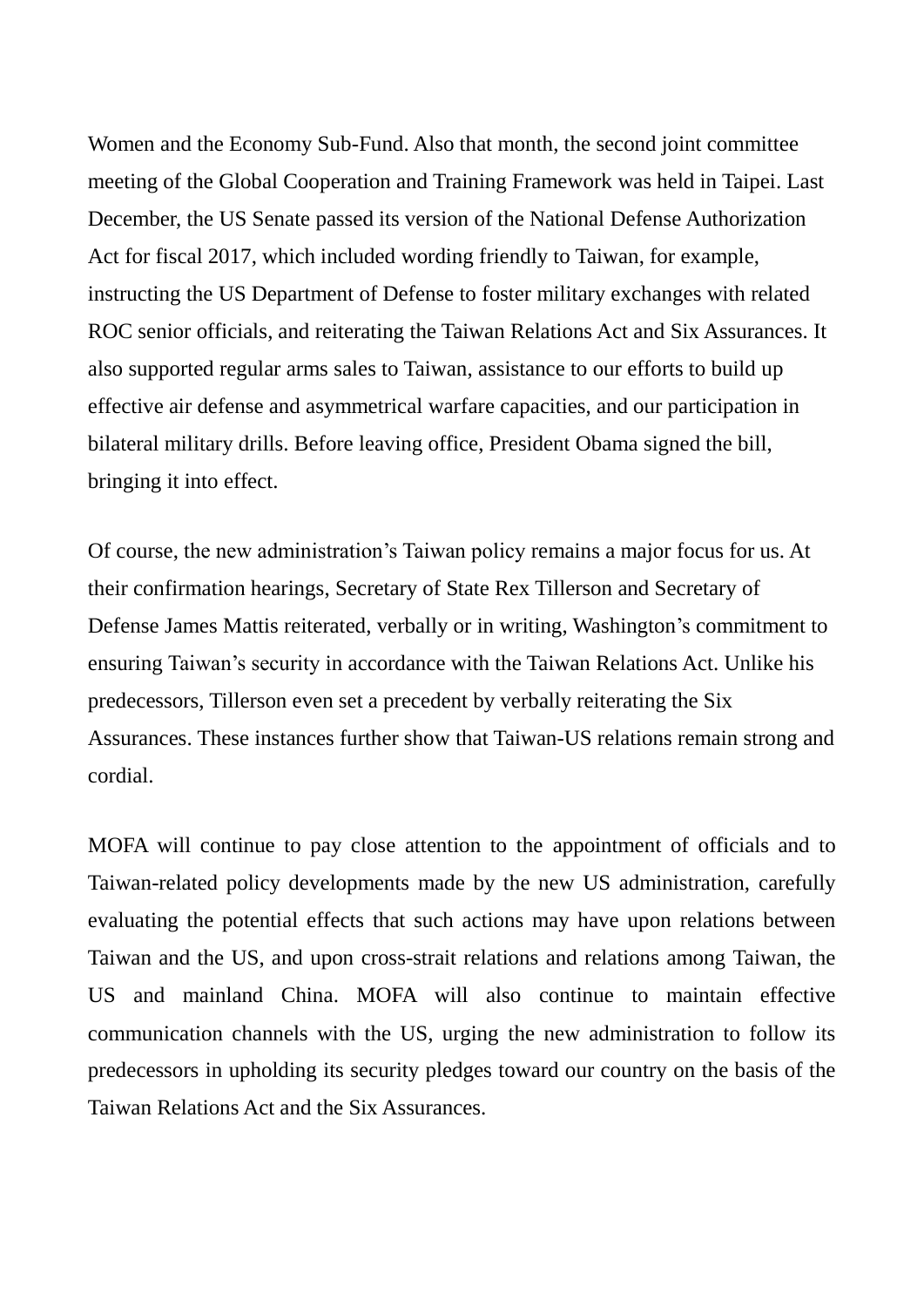Women and the Economy Sub-Fund. Also that month, the second joint committee meeting of the Global Cooperation and Training Framework was held in Taipei. Last December, the US Senate passed its version of the National Defense Authorization Act for fiscal 2017, which included wording friendly to Taiwan, for example, instructing the US Department of Defense to foster military exchanges with related ROC senior officials, and reiterating the Taiwan Relations Act and Six Assurances. It also supported regular arms sales to Taiwan, assistance to our efforts to build up effective air defense and asymmetrical warfare capacities, and our participation in bilateral military drills. Before leaving office, President Obama signed the bill, bringing it into effect.

Of course, the new administration's Taiwan policy remains a major focus for us. At their confirmation hearings, Secretary of State Rex Tillerson and Secretary of Defense James Mattis reiterated, verbally or in writing, Washington's commitment to ensuring Taiwan's security in accordance with the Taiwan Relations Act. Unlike his predecessors, Tillerson even set a precedent by verbally reiterating the Six Assurances. These instances further show that Taiwan-US relations remain strong and cordial.

MOFA will continue to pay close attention to the appointment of officials and to Taiwan-related policy developments made by the new US administration, carefully evaluating the potential effects that such actions may have upon relations between Taiwan and the US, and upon cross-strait relations and relations among Taiwan, the US and mainland China. MOFA will also continue to maintain effective communication channels with the US, urging the new administration to follow its predecessors in upholding its security pledges toward our country on the basis of the Taiwan Relations Act and the Six Assurances.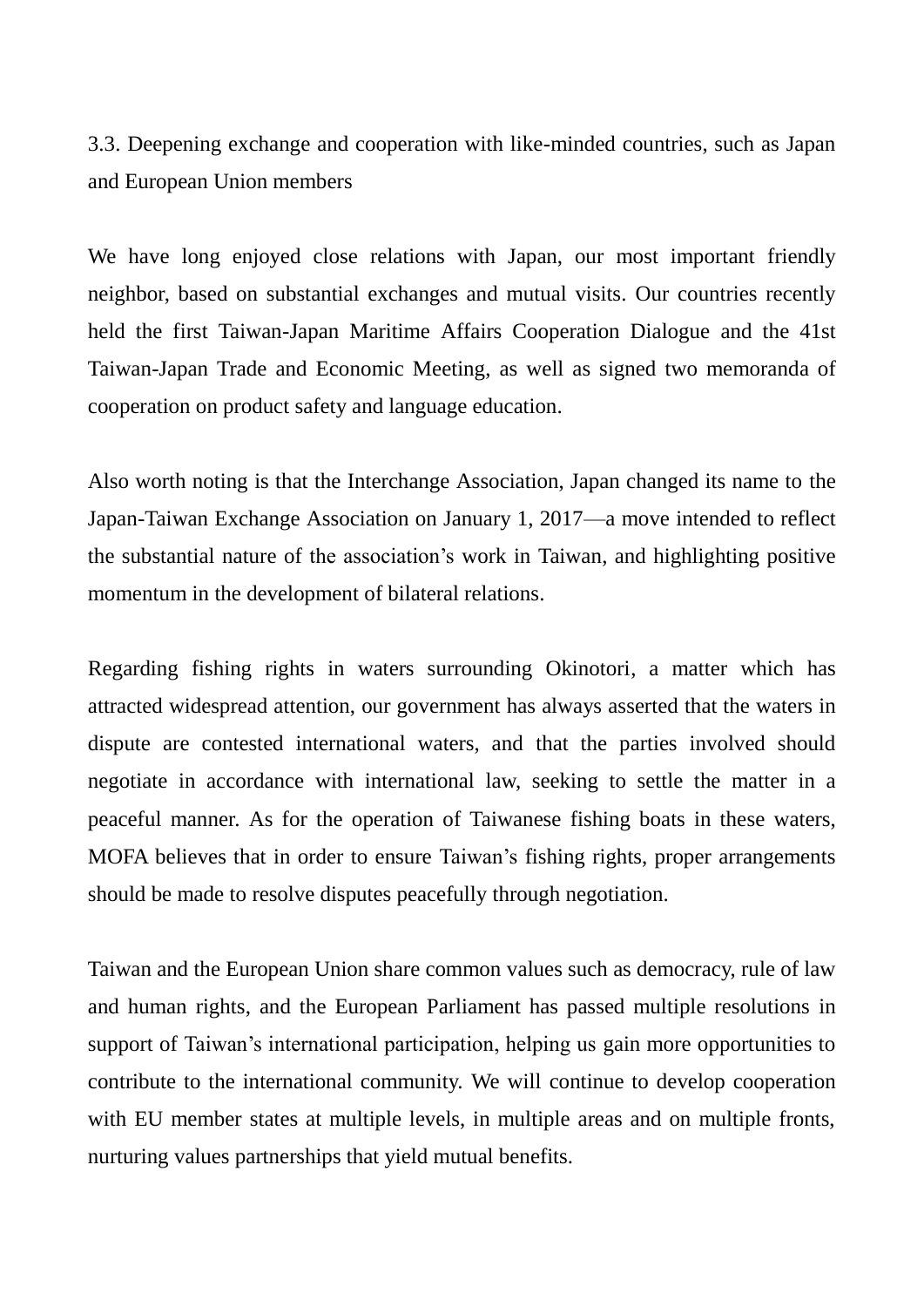### 3.3. Deepening exchange and cooperation with like-minded countries, such as Japan and European Union members

We have long enjoyed close relations with Japan, our most important friendly neighbor, based on substantial exchanges and mutual visits. Our countries recently held the first Taiwan-Japan Maritime Affairs Cooperation Dialogue and the 41st Taiwan-Japan Trade and Economic Meeting, as well as signed two memoranda of cooperation on product safety and language education.

Also worth noting is that the Interchange Association, Japan changed its name to the Japan-Taiwan Exchange Association on January 1, 2017—a move intended to reflect the substantial nature of the association's work in Taiwan, and highlighting positive momentum in the development of bilateral relations.

Regarding fishing rights in waters surrounding Okinotori, a matter which has attracted widespread attention, our government has always asserted that the waters in dispute are contested international waters, and that the parties involved should negotiate in accordance with international law, seeking to settle the matter in a peaceful manner. As for the operation of Taiwanese fishing boats in these waters, MOFA believes that in order to ensure Taiwan's fishing rights, proper arrangements should be made to resolve disputes peacefully through negotiation.

Taiwan and the European Union share common values such as democracy, rule of law and human rights, and the European Parliament has passed multiple resolutions in support of Taiwan's international participation, helping us gain more opportunities to contribute to the international community. We will continue to develop cooperation with EU member states at multiple levels, in multiple areas and on multiple fronts, nurturing values partnerships that yield mutual benefits.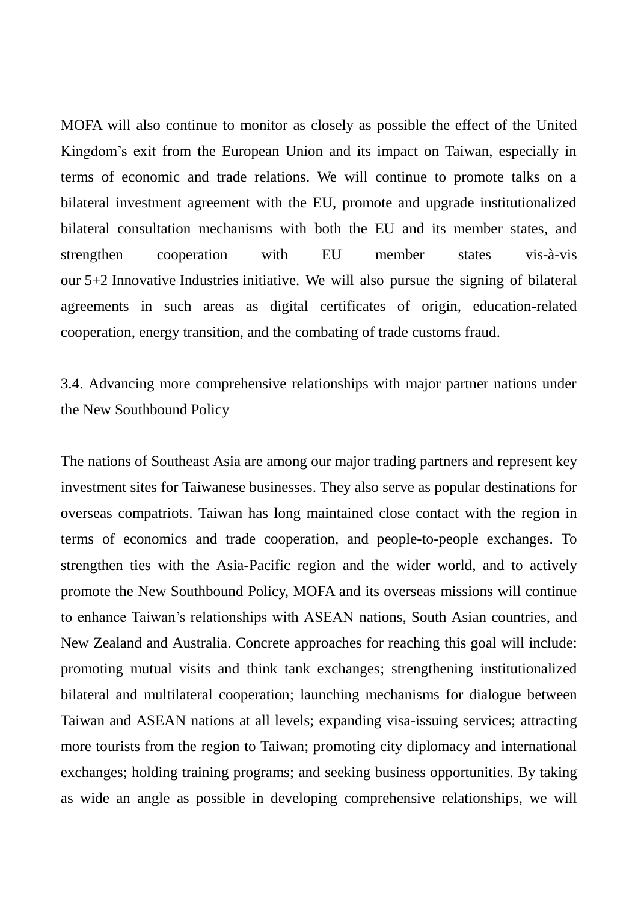MOFA will also continue to monitor as closely as possible the effect of the United Kingdom's exit from the European Union and its impact on Taiwan, especially in terms of economic and trade relations. We will continue to promote talks on a bilateral investment agreement with the EU, promote and upgrade institutionalized bilateral consultation mechanisms with both the EU and its member states, and strengthen cooperation with EU member states vis-à-vis our 5+2 Innovative Industries initiative. We will also pursue the signing of bilateral agreements in such areas as digital certificates of origin, education-related cooperation, energy transition, and the combating of trade customs fraud.

3.4. Advancing more comprehensive relationships with major partner nations under the New Southbound Policy

The nations of Southeast Asia are among our major trading partners and represent key investment sites for Taiwanese businesses. They also serve as popular destinations for overseas compatriots. Taiwan has long maintained close contact with the region in terms of economics and trade cooperation, and people-to-people exchanges. To strengthen ties with the Asia-Pacific region and the wider world, and to actively promote the New Southbound Policy, MOFA and its overseas missions will continue to enhance Taiwan's relationships with ASEAN nations, South Asian countries, and New Zealand and Australia. Concrete approaches for reaching this goal will include: promoting mutual visits and think tank exchanges; strengthening institutionalized bilateral and multilateral cooperation; launching mechanisms for dialogue between Taiwan and ASEAN nations at all levels; expanding visa-issuing services; attracting more tourists from the region to Taiwan; promoting city diplomacy and international exchanges; holding training programs; and seeking business opportunities. By taking as wide an angle as possible in developing comprehensive relationships, we will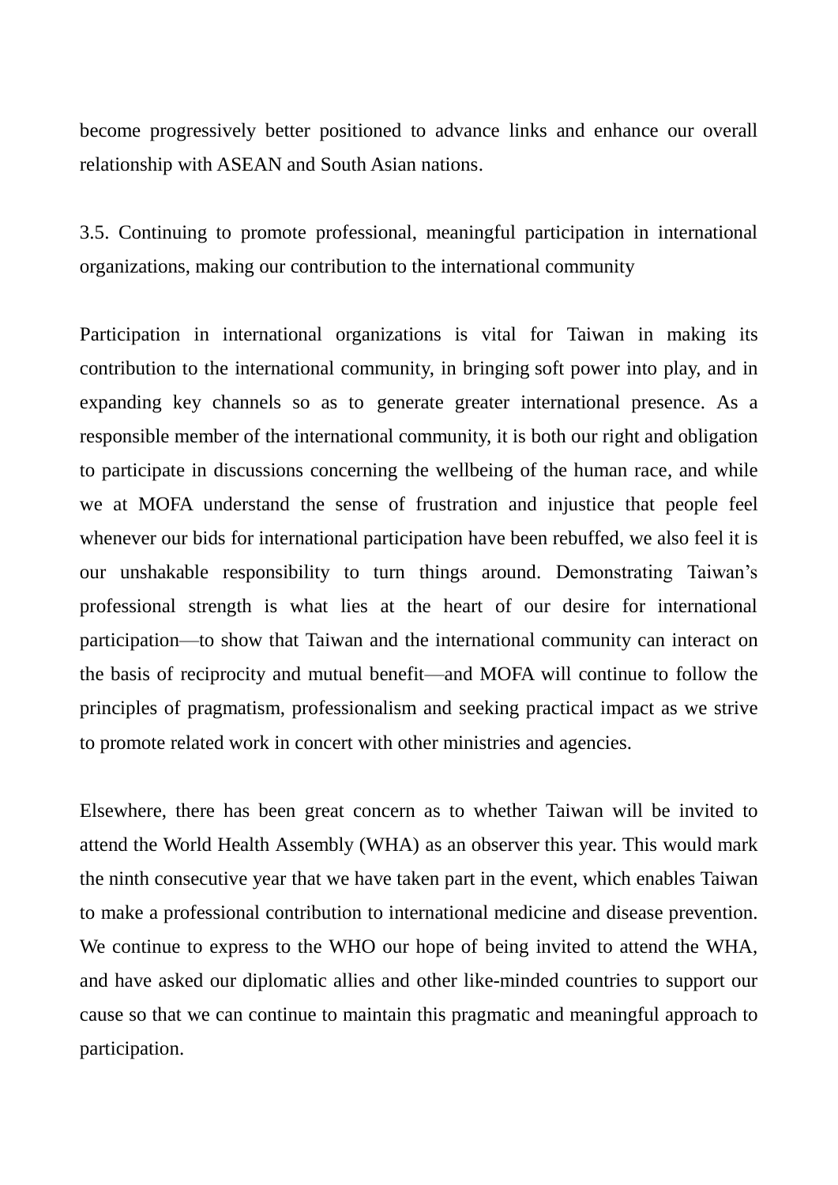become progressively better positioned to advance links and enhance our overall relationship with ASEAN and South Asian nations.

### 3.5. Continuing to promote professional, meaningful participation in international organizations, making our contribution to the international community

Participation in international organizations is vital for Taiwan in making its contribution to the international community, in bringing soft power into play, and in expanding key channels so as to generate greater international presence. As a responsible member of the international community, it is both our right and obligation to participate in discussions concerning the wellbeing of the human race, and while we at MOFA understand the sense of frustration and injustice that people feel whenever our bids for international participation have been rebuffed, we also feel it is our unshakable responsibility to turn things around. Demonstrating Taiwan's professional strength is what lies at the heart of our desire for international participation—to show that Taiwan and the international community can interact on the basis of reciprocity and mutual benefit—and MOFA will continue to follow the principles of pragmatism, professionalism and seeking practical impact as we strive to promote related work in concert with other ministries and agencies.

Elsewhere, there has been great concern as to whether Taiwan will be invited to attend the World Health Assembly (WHA) as an observer this year. This would mark the ninth consecutive year that we have taken part in the event, which enables Taiwan to make a professional contribution to international medicine and disease prevention. We continue to express to the WHO our hope of being invited to attend the WHA, and have asked our diplomatic allies and other like-minded countries to support our cause so that we can continue to maintain this pragmatic and meaningful approach to participation.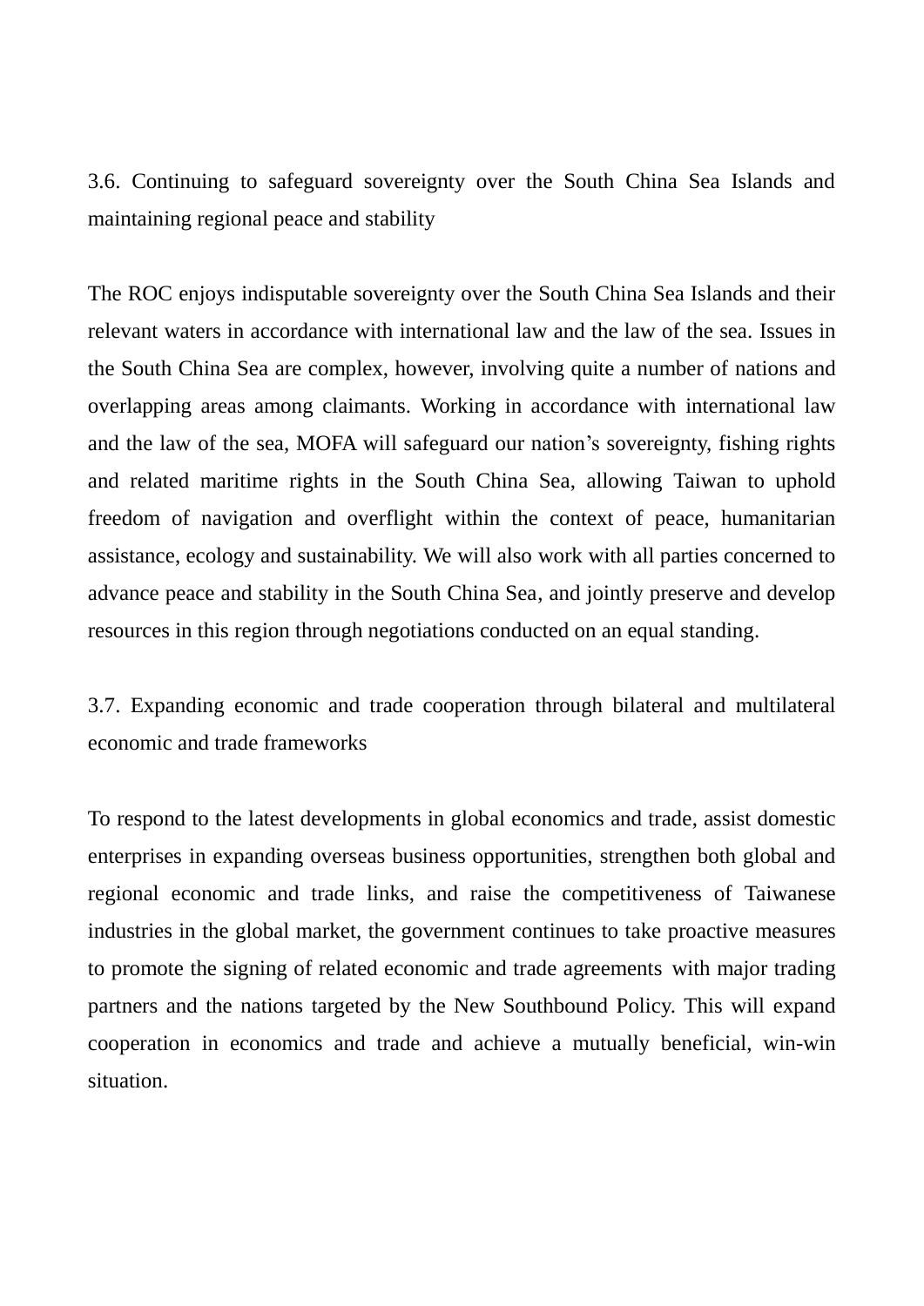### 3.6. Continuing to safeguard sovereignty over the South China Sea Islands and maintaining regional peace and stability

The ROC enjoys indisputable sovereignty over the South China Sea Islands and their relevant waters in accordance with international law and the law of the sea. Issues in the South China Sea are complex, however, involving quite a number of nations and overlapping areas among claimants. Working in accordance with international law and the law of the sea, MOFA will safeguard our nation's sovereignty, fishing rights and related maritime rights in the South China Sea, allowing Taiwan to uphold freedom of navigation and overflight within the context of peace, humanitarian assistance, ecology and sustainability. We will also work with all parties concerned to advance peace and stability in the South China Sea, and jointly preserve and develop resources in this region through negotiations conducted on an equal standing.

### 3.7. Expanding economic and trade cooperation through bilateral and multilateral economic and trade frameworks

To respond to the latest developments in global economics and trade, assist domestic enterprises in expanding overseas business opportunities, strengthen both global and regional economic and trade links, and raise the competitiveness of Taiwanese industries in the global market, the government continues to take proactive measures to promote the signing of related economic and trade agreements with major trading partners and the nations targeted by the New Southbound Policy. This will expand cooperation in economics and trade and achieve a mutually beneficial, win-win situation.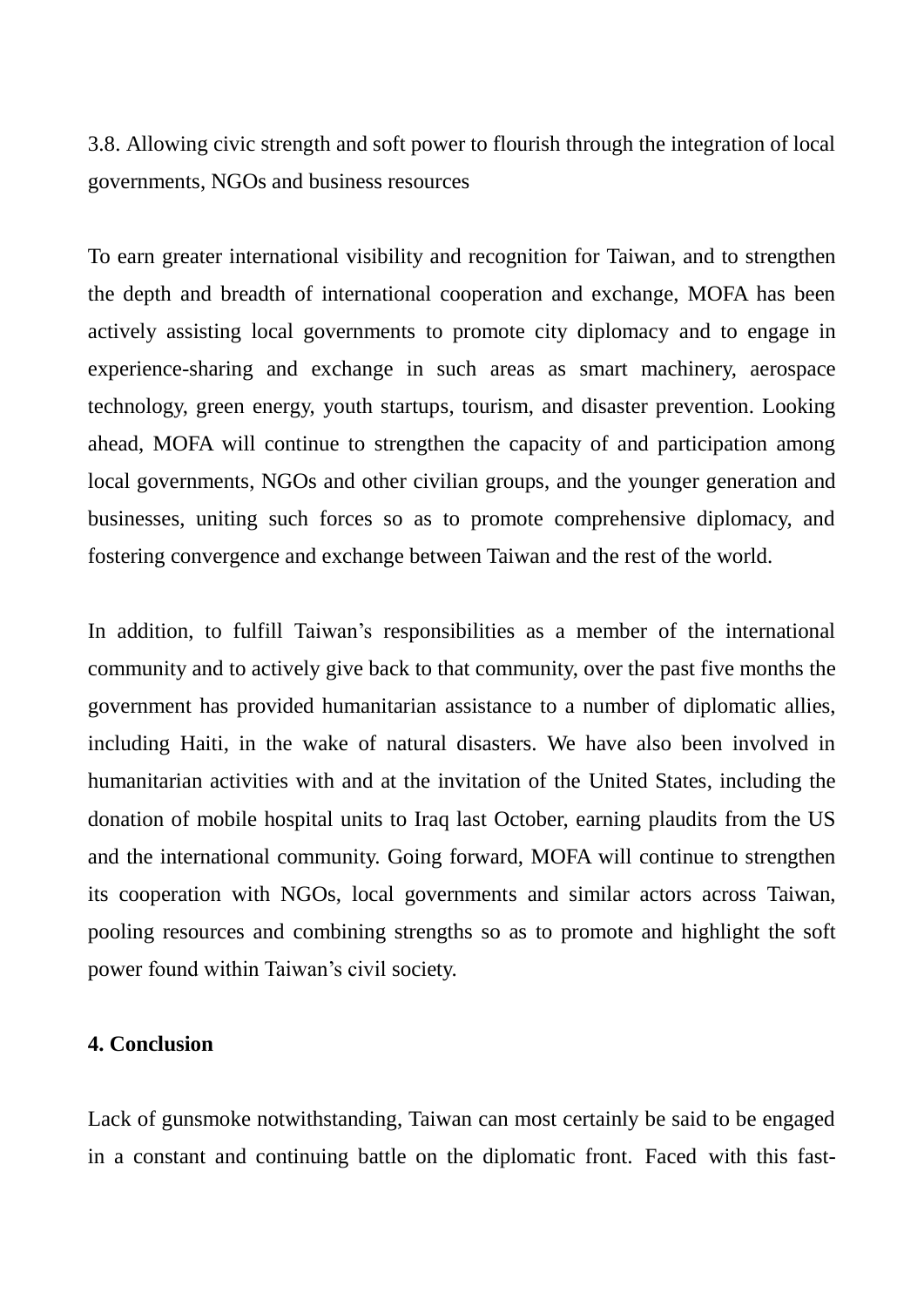3.8. Allowing civic strength and soft power to flourish through the integration of local governments, NGOs and business resources

To earn greater international visibility and recognition for Taiwan, and to strengthen the depth and breadth of international cooperation and exchange, MOFA has been actively assisting local governments to promote city diplomacy and to engage in experience-sharing and exchange in such areas as smart machinery, aerospace technology, green energy, youth startups, tourism, and disaster prevention. Looking ahead, MOFA will continue to strengthen the capacity of and participation among local governments, NGOs and other civilian groups, and the younger generation and businesses, uniting such forces so as to promote comprehensive diplomacy, and fostering convergence and exchange between Taiwan and the rest of the world.

In addition, to fulfill Taiwan's responsibilities as a member of the international community and to actively give back to that community, over the past five months the government has provided humanitarian assistance to a number of diplomatic allies, including Haiti, in the wake of natural disasters. We have also been involved in humanitarian activities with and at the invitation of the United States, including the donation of mobile hospital units to Iraq last October, earning plaudits from the US and the international community. Going forward, MOFA will continue to strengthen its cooperation with NGOs, local governments and similar actors across Taiwan, pooling resources and combining strengths so as to promote and highlight the soft power found within Taiwan's civil society.

**4. Conclusion**

Lack of gunsmoke notwithstanding, Taiwan can most certainly be said to be engaged in a constant and continuing battle on the diplomatic front. Faced with this fast-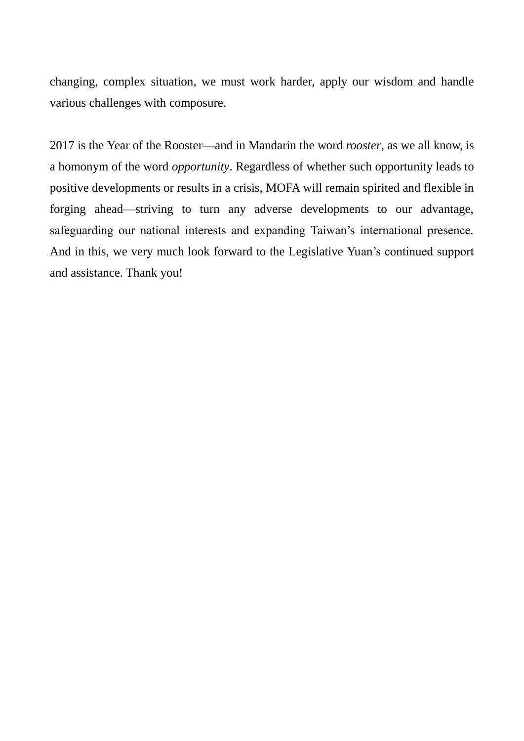changing, complex situation, we must work harder, apply our wisdom and handle various challenges with composure.

2017 is the Year of the Rooster—and in Mandarin the word *rooster*, as we all know, is a homonym of the word *opportunity*. Regardless of whether such opportunity leads to positive developments or results in a crisis, MOFA will remain spirited and flexible in forging ahead—striving to turn any adverse developments to our advantage, safeguarding our national interests and expanding Taiwan's international presence. And in this, we very much look forward to the Legislative Yuan's continued support and assistance. Thank you!